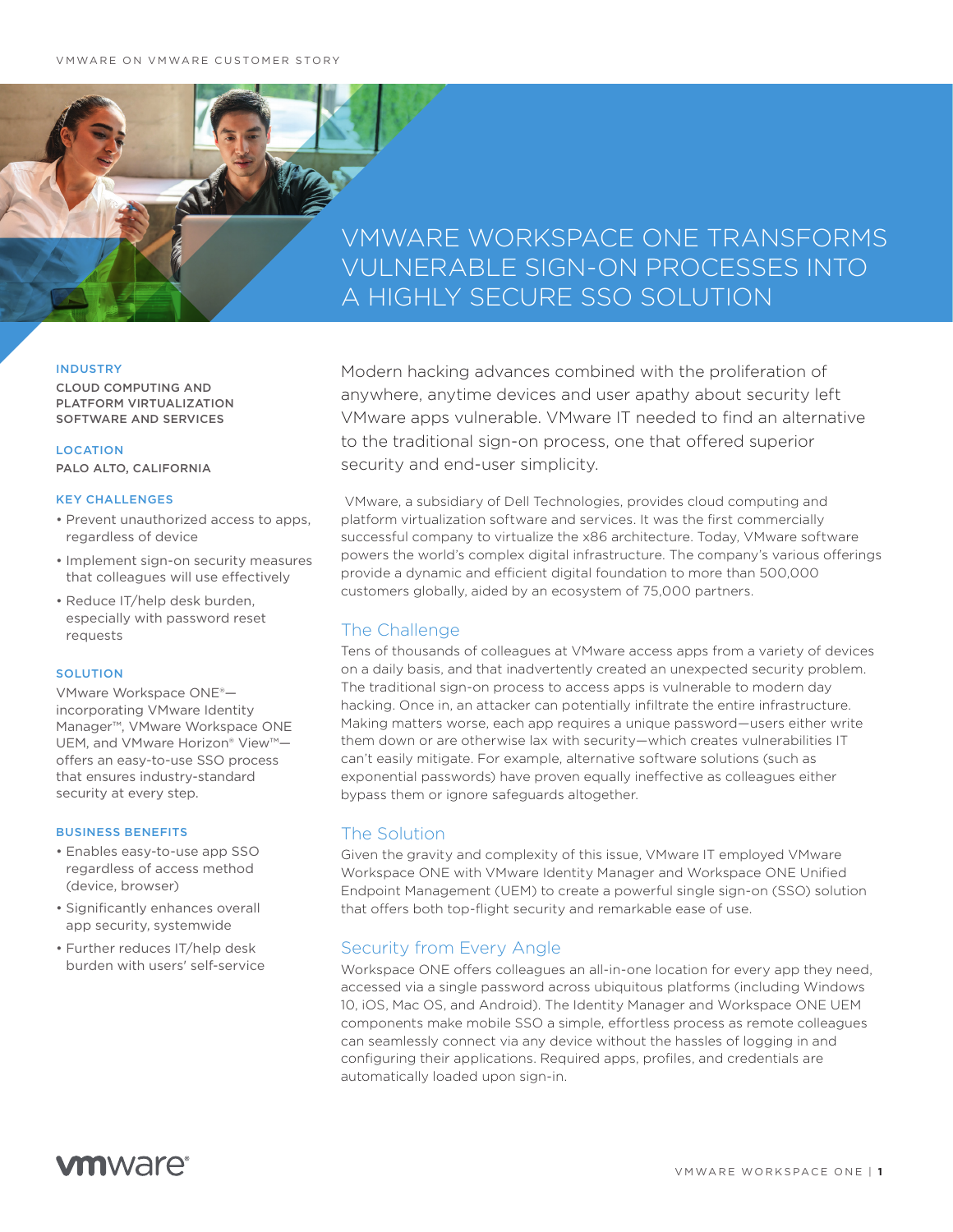VMWARE ON VMWARE CUSTOMER STORY

# VMWARE WORKSPACE ONE TRANSFORMS VULNERABLE SIGN-ON PROCESSES INTO A HIGHLY SECURE SSO SOLUTION

**INDUSTRY**

CLOUD COMPUTING AND PLATFORM VIRTUALIZATION SOFTWARE AND SERVICES

**LOCATION**

PALO ALTO, CALIFORNIA

**KEY CHALLENGES**

- Prevent unauthorized access to apps, regardless of device
- Implement sign-on security measures that colleagues will use effectively
- Reduce IT/help desk burden, especially with password reset requests

**SOLUTION**

VMware Workspace ONE®—incorporating VMware Identity Manager™, VMware Workspace ONE UEM, and VMware Horizon® View™—offers an easy-to-use SSO process that ensures industry-standard security at every step.

**BUSINESS BENEFITS**

- Enables easy-to-use app SSO regardless of access method (device, browser)
- Significantly enhances overall app security, systemwide
- Further reduces IT/help desk burden with users' self-service

Modern hacking advances combined with the proliferation of anywhere, anytime devices and user apathy about security left VMware apps vulnerable. VMware IT needed to find an alternative to the traditional sign-on process, one that offered superior security and end-user simplicity.

VMware, a subsidiary of Dell Technologies, provides cloud computing and platform virtualization software and services. It was the first commercially successful company to virtualize the x86 architecture. Today, VMware software powers the world's complex digital infrastructure. The company's various offerings provide a dynamic and efficient digital foundation to more than 500,000 customers globally, aided by an ecosystem of 75,000 partners.

## The Challenge

Tens of thousands of colleagues at VMware access apps from a variety of devices on a daily basis, and that inadvertently created an unexpected security problem. The traditional sign-on process to access apps is vulnerable to modern day hacking. Once in, an attacker can potentially infiltrate the entire infrastructure. Making matters worse, each app requires a unique password—users either write them down or are otherwise lax with security—which creates vulnerabilities IT can't easily mitigate. For example, alternative software solutions (such as exponential passwords) have proven equally ineffective as colleagues either bypass them or ignore safeguards altogether.

## The Solution

Given the gravity and complexity of this issue, VMware IT employed VMware Workspace ONE with VMware Identity Manager and Workspace ONE Unified Endpoint Management (UEM) to create a powerful single sign-on (SSO) solution that offers both top-flight security and remarkable ease of use.

## Security from Every Angle

Workspace ONE offers colleagues an all-in-one location for every app they need, accessed via a single password across ubiquitous platforms (including Windows 10, iOS, Mac OS, and Android). The Identity Manager and Workspace ONE UEM components make mobile SSO a simple, effortless process as remote colleagues can seamlessly connect via any device without the hassles of logging in and configuring their applications. Required apps, profiles, and credentials are automatically loaded upon sign-in.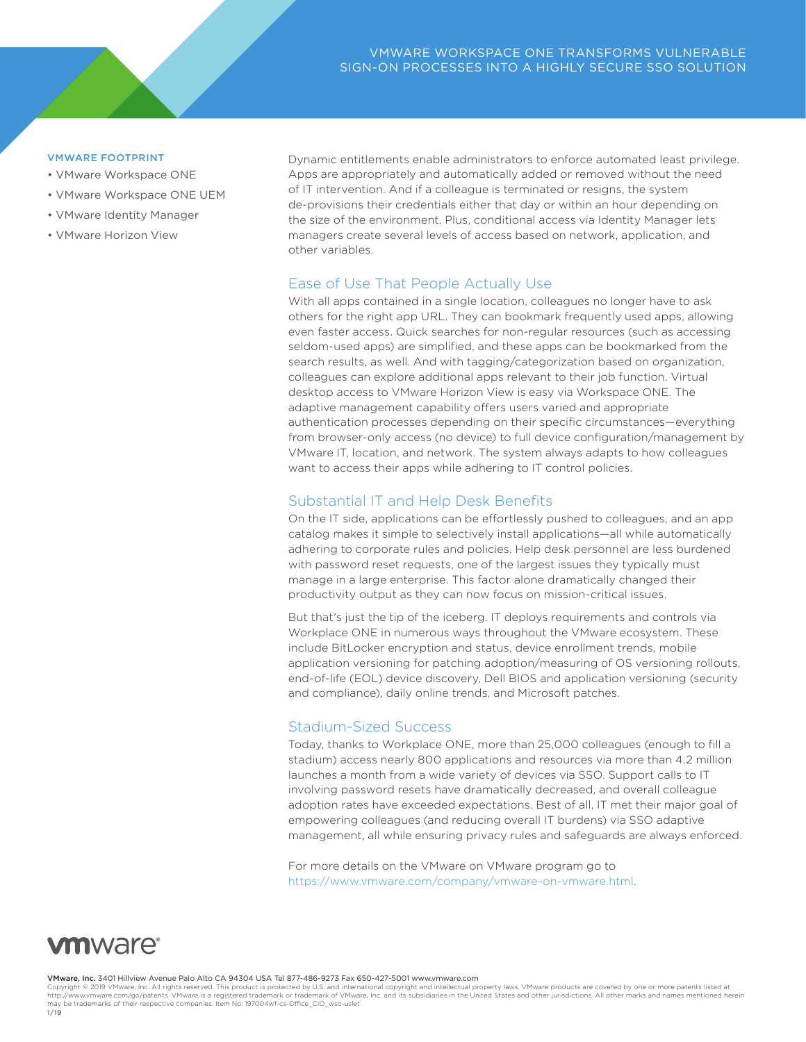VMWARE WORKSPACE ONE TRANSFORMS VULNERABLE SIGN-ON PROCESSES INTO A HIGHLY SECURE SSO SOLUTION

**VMWARE FOOTPRINT**

- VMware Workspace ONE
- VMware Workspace ONE UEM
- VMware Identity Manager
- VMware Horizon View

Dynamic entitlements enable administrators to enforce automated least privilege. Apps are appropriately and automatically added or removed without the need of IT intervention. And if a colleague is terminated or resigns, the system de-provisions their credentials either that day or within an hour depending on the size of the environment. Plus, conditional access via Identity Manager lets managers create several levels of access based on network, application, and other variables.

## Ease of Use That People Actually Use

With all apps contained in a single location, colleagues no longer have to ask others for the right app URL. They can bookmark frequently used apps, allowing even faster access. Quick searches for non-regular resources (such as accessing seldom-used apps) are simplified, and these apps can be bookmarked from the search results, as well. And with tagging/categorization based on organization, colleagues can explore additional apps relevant to their job function. Virtual desktop access to VMware Horizon View is easy via Workspace ONE. The adaptive management capability offers users varied and appropriate authentication processes depending on their specific circumstances—everything from browser-only access (no device) to full device configuration/management by VMware IT, location, and network. The system always adapts to how colleagues want to access their apps while adhering to IT control policies.

## Substantial IT and Help Desk Benefits

On the IT side, applications can be effortlessly pushed to colleagues, and an app catalog makes it simple to selectively install applications—all while automatically adhering to corporate rules and policies. Help desk personnel are less burdened with password reset requests, one of the largest issues they typically must manage in a large enterprise. This factor alone dramatically changed their productivity output as they can now focus on mission-critical issues.

But that's just the tip of the iceberg. IT deploys requirements and controls via Workplace ONE in numerous ways throughout the VMware ecosystem. These include BitLocker encryption and status, device enrollment trends, mobile application versioning for patching adoption/measuring of OS versioning rollouts, end-of-life (EOL) device discovery, Dell BIOS and application versioning (security and compliance), daily online trends, and Microsoft patches.

## Stadium-Sized Success

Today, thanks to Workplace ONE, more than 25,000 colleagues (enough to fill a stadium) access nearly 800 applications and resources via more than 4.2 million launches a month from a wide variety of devices via SSO. Support calls to IT involving password resets have dramatically decreased, and overall colleague adoption rates have exceeded expectations. Best of all, IT met their major goal of empowering colleagues (and reducing overall IT burdens) via SSO adaptive management, all while ensuring privacy rules and safeguards are always enforced.

For more details on the VMware on VMware program go to https://www.vmware.com/company/vmware-on-vmware.html.

vmware®

**VMware, Inc.** 3401 Hillview Avenue Palo Alto CA 94304 USA Tel 877-486-9273 Fax 650-427-5001 www.vmware.com
Copyright © 2019 VMware, Inc. All rights reserved. This product is protected by U.S. and international copyright and intellectual property laws. VMware products are covered by one or more patents listed at http://www.vmware.com/go/patents. VMware is a registered trademark or trademark of VMware, Inc. and its subsidiaries in the United States and other jurisdictions. All other marks and names mentioned herein may be trademarks of their respective companies. Item No: 197004wf-cs-Office_CIO_wso-uslet
1/19